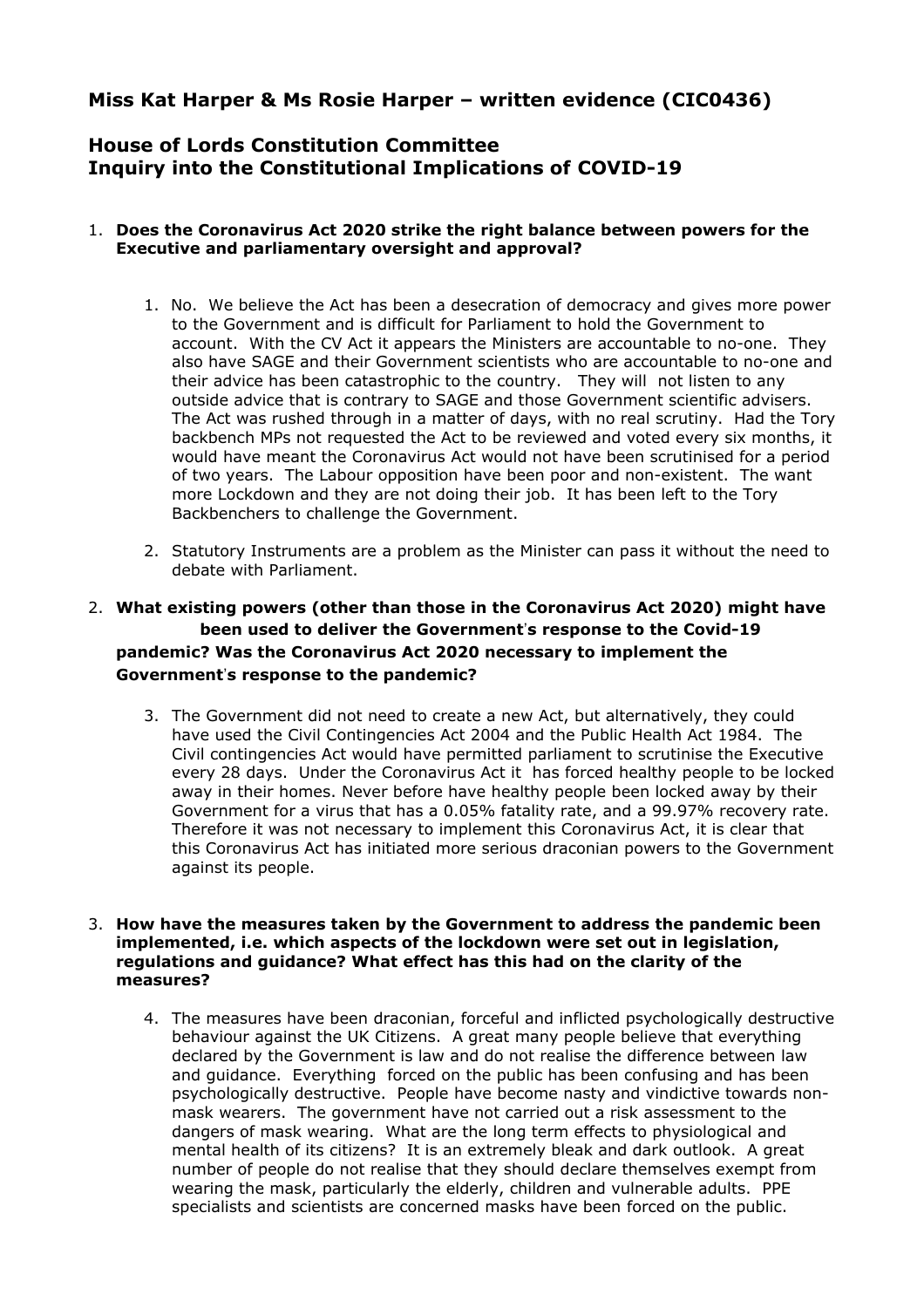# Miss Kat Harper & Ms Rosie Harper – written evidence (CIC0436)

## House of Lords Constitution Committee
## Inquiry into the Constitutional Implications of COVID-19

1. **Does the Coronavirus Act 2020 strike the right balance between powers for the Executive and parliamentary oversight and approval?**

    1. No. We believe the Act has been a desecration of democracy and gives more power to the Government and is difficult for Parliament to hold the Government to account. With the CV Act it appears the Ministers are accountable to no-one. They also have SAGE and their Government scientists who are accountable to no-one and their advice has been catastrophic to the country. They will not listen to any outside advice that is contrary to SAGE and those Government scientific advisers. The Act was rushed through in a matter of days, with no real scrutiny. Had the Tory backbench MPs not requested the Act to be reviewed and voted every six months, it would have meant the Coronavirus Act would not have been scrutinised for a period of two years. The Labour opposition have been poor and non-existent. The want more Lockdown and they are not doing their job. It has been left to the Tory Backbenchers to challenge the Government.

    2. Statutory Instruments are a problem as the Minister can pass it without the need to debate with Parliament.

2. **What existing powers (other than those in the Coronavirus Act 2020) might have been used to deliver the Government's response to the Covid-19 pandemic? Was the Coronavirus Act 2020 necessary to implement the Government's response to the pandemic?**

    3. The Government did not need to create a new Act, but alternatively, they could have used the Civil Contingencies Act 2004 and the Public Health Act 1984. The Civil contingencies Act would have permitted parliament to scrutinise the Executive every 28 days. Under the Coronavirus Act it has forced healthy people to be locked away in their homes. Never before have healthy people been locked away by their Government for a virus that has a 0.05% fatality rate, and a 99.97% recovery rate. Therefore it was not necessary to implement this Coronavirus Act, it is clear that this Coronavirus Act has initiated more serious draconian powers to the Government against its people.

3. **How have the measures taken by the Government to address the pandemic been implemented, i.e. which aspects of the lockdown were set out in legislation, regulations and guidance? What effect has this had on the clarity of the measures?**

    4. The measures have been draconian, forceful and inflicted psychologically destructive behaviour against the UK Citizens. A great many people believe that everything declared by the Government is law and do not realise the difference between law and guidance. Everything forced on the public has been confusing and has been psychologically destructive. People have become nasty and vindictive towards non-mask wearers. The government have not carried out a risk assessment to the dangers of mask wearing. What are the long term effects to physiological and mental health of its citizens? It is an extremely bleak and dark outlook. A great number of people do not realise that they should declare themselves exempt from wearing the mask, particularly the elderly, children and vulnerable adults. PPE specialists and scientists are concerned masks have been forced on the public.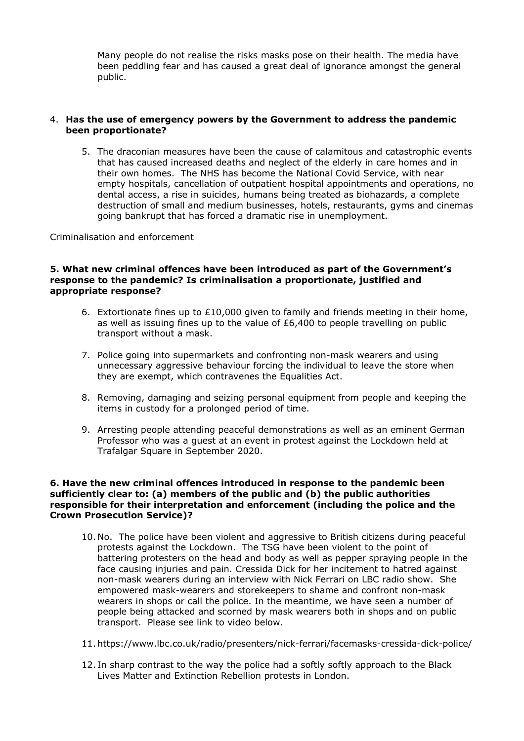Many people do not realise the risks masks pose on their health. The media have been peddling fear and has caused a great deal of ignorance amongst the general public.

4. **Has the use of emergency powers by the Government to address the pandemic been proportionate?**

5. The draconian measures have been the cause of calamitous and catastrophic events that has caused increased deaths and neglect of the elderly in care homes and in their own homes. The NHS has become the National Covid Service, with near empty hospitals, cancellation of outpatient hospital appointments and operations, no dental access, a rise in suicides, humans being treated as biohazards, a complete destruction of small and medium businesses, hotels, restaurants, gyms and cinemas going bankrupt that has forced a dramatic rise in unemployment.

Criminalisation and enforcement

**5. What new criminal offences have been introduced as part of the Government's response to the pandemic? Is criminalisation a proportionate, justified and appropriate response?**

6. Extortionate fines up to £10,000 given to family and friends meeting in their home, as well as issuing fines up to the value of £6,400 to people travelling on public transport without a mask.

7. Police going into supermarkets and confronting non-mask wearers and using unnecessary aggressive behaviour forcing the individual to leave the store when they are exempt, which contravenes the Equalities Act.

8. Removing, damaging and seizing personal equipment from people and keeping the items in custody for a prolonged period of time.

9. Arresting people attending peaceful demonstrations as well as an eminent German Professor who was a guest at an event in protest against the Lockdown held at Trafalgar Square in September 2020.

**6. Have the new criminal offences introduced in response to the pandemic been sufficiently clear to: (a) members of the public and (b) the public authorities responsible for their interpretation and enforcement (including the police and the Crown Prosecution Service)?**

10. No. The police have been violent and aggressive to British citizens during peaceful protests against the Lockdown. The TSG have been violent to the point of battering protesters on the head and body as well as pepper spraying people in the face causing injuries and pain. Cressida Dick for her incitement to hatred against non-mask wearers during an interview with Nick Ferrari on LBC radio show. She empowered mask-wearers and storekeepers to shame and confront non-mask wearers in shops or call the police. In the meantime, we have seen a number of people being attacked and scorned by mask wearers both in shops and on public transport. Please see link to video below.

11. https://www.lbc.co.uk/radio/presenters/nick-ferrari/facemasks-cressida-dick-police/

12. In sharp contrast to the way the police had a softly softly approach to the Black Lives Matter and Extinction Rebellion protests in London.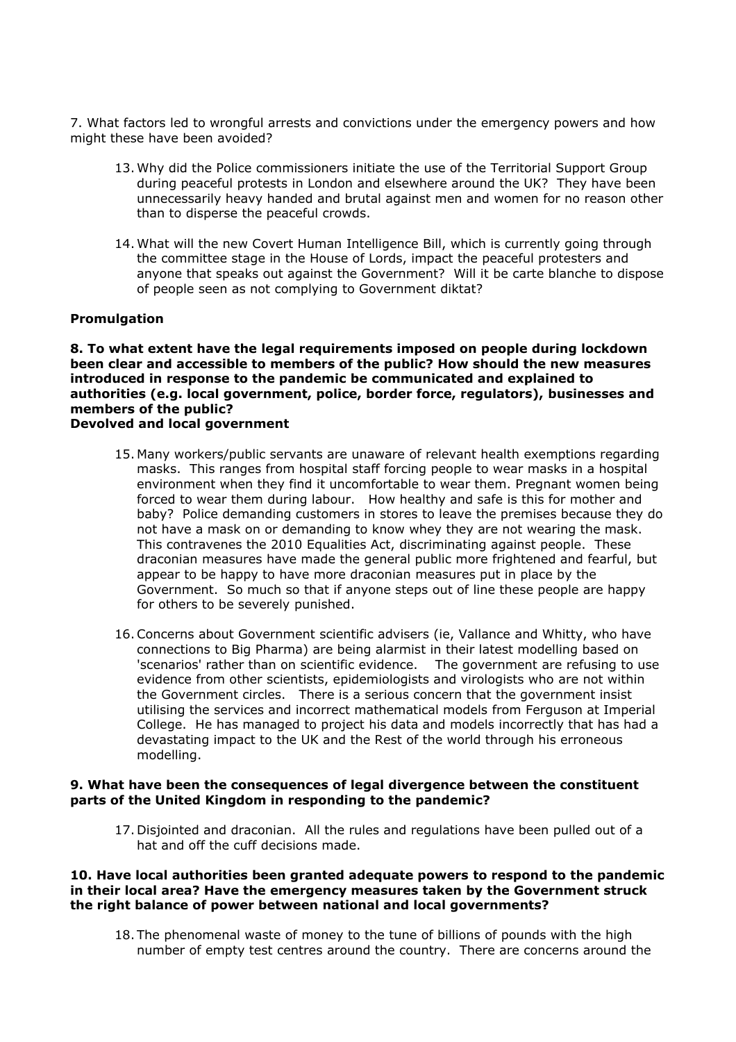7. What factors led to wrongful arrests and convictions under the emergency powers and how might these have been avoided?

13. Why did the Police commissioners initiate the use of the Territorial Support Group during peaceful protests in London and elsewhere around the UK? They have been unnecessarily heavy handed and brutal against men and women for no reason other than to disperse the peaceful crowds.

14. What will the new Covert Human Intelligence Bill, which is currently going through the committee stage in the House of Lords, impact the peaceful protesters and anyone that speaks out against the Government? Will it be carte blanche to dispose of people seen as not complying to Government diktat?

**Promulgation**

**8. To what extent have the legal requirements imposed on people during lockdown been clear and accessible to members of the public? How should the new measures introduced in response to the pandemic be communicated and explained to authorities (e.g. local government, police, border force, regulators), businesses and members of the public?**

**Devolved and local government**

15. Many workers/public servants are unaware of relevant health exemptions regarding masks. This ranges from hospital staff forcing people to wear masks in a hospital environment when they find it uncomfortable to wear them. Pregnant women being forced to wear them during labour. How healthy and safe is this for mother and baby? Police demanding customers in stores to leave the premises because they do not have a mask on or demanding to know whey they are not wearing the mask. This contravenes the 2010 Equalities Act, discriminating against people. These draconian measures have made the general public more frightened and fearful, but appear to be happy to have more draconian measures put in place by the Government. So much so that if anyone steps out of line these people are happy for others to be severely punished.

16. Concerns about Government scientific advisers (ie, Vallance and Whitty, who have connections to Big Pharma) are being alarmist in their latest modelling based on 'scenarios' rather than on scientific evidence. The government are refusing to use evidence from other scientists, epidemiologists and virologists who are not within the Government circles. There is a serious concern that the government insist utilising the services and incorrect mathematical models from Ferguson at Imperial College. He has managed to project his data and models incorrectly that has had a devastating impact to the UK and the Rest of the world through his erroneous modelling.

**9. What have been the consequences of legal divergence between the constituent parts of the United Kingdom in responding to the pandemic?**

17. Disjointed and draconian. All the rules and regulations have been pulled out of a hat and off the cuff decisions made.

**10. Have local authorities been granted adequate powers to respond to the pandemic in their local area? Have the emergency measures taken by the Government struck the right balance of power between national and local governments?**

18. The phenomenal waste of money to the tune of billions of pounds with the high number of empty test centres around the country. There are concerns around the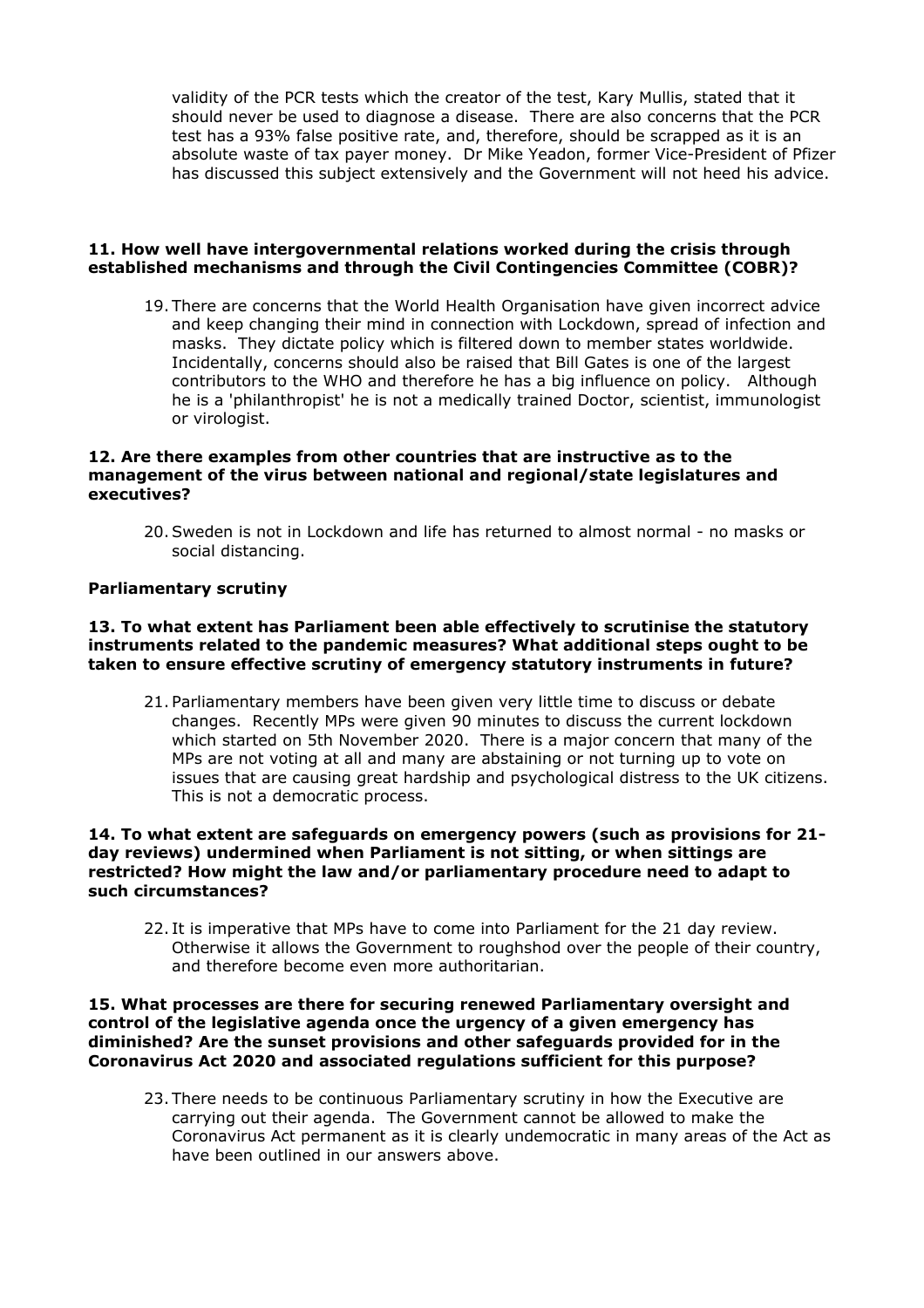validity of the PCR tests which the creator of the test, Kary Mullis, stated that it should never be used to diagnose a disease. There are also concerns that the PCR test has a 93% false positive rate, and, therefore, should be scrapped as it is an absolute waste of tax payer money. Dr Mike Yeadon, former Vice-President of Pfizer has discussed this subject extensively and the Government will not heed his advice.

**11. How well have intergovernmental relations worked during the crisis through established mechanisms and through the Civil Contingencies Committee (COBR)?**

19. There are concerns that the World Health Organisation have given incorrect advice and keep changing their mind in connection with Lockdown, spread of infection and masks. They dictate policy which is filtered down to member states worldwide. Incidentally, concerns should also be raised that Bill Gates is one of the largest contributors to the WHO and therefore he has a big influence on policy. Although he is a 'philanthropist' he is not a medically trained Doctor, scientist, immunologist or virologist.

**12. Are there examples from other countries that are instructive as to the management of the virus between national and regional/state legislatures and executives?**

20. Sweden is not in Lockdown and life has returned to almost normal - no masks or social distancing.

**Parliamentary scrutiny**

**13. To what extent has Parliament been able effectively to scrutinise the statutory instruments related to the pandemic measures? What additional steps ought to be taken to ensure effective scrutiny of emergency statutory instruments in future?**

21. Parliamentary members have been given very little time to discuss or debate changes. Recently MPs were given 90 minutes to discuss the current lockdown which started on 5th November 2020. There is a major concern that many of the MPs are not voting at all and many are abstaining or not turning up to vote on issues that are causing great hardship and psychological distress to the UK citizens. This is not a democratic process.

**14. To what extent are safeguards on emergency powers (such as provisions for 21-day reviews) undermined when Parliament is not sitting, or when sittings are restricted? How might the law and/or parliamentary procedure need to adapt to such circumstances?**

22. It is imperative that MPs have to come into Parliament for the 21 day review. Otherwise it allows the Government to roughshod over the people of their country, and therefore become even more authoritarian.

**15. What processes are there for securing renewed Parliamentary oversight and control of the legislative agenda once the urgency of a given emergency has diminished? Are the sunset provisions and other safeguards provided for in the Coronavirus Act 2020 and associated regulations sufficient for this purpose?**

23. There needs to be continuous Parliamentary scrutiny in how the Executive are carrying out their agenda. The Government cannot be allowed to make the Coronavirus Act permanent as it is clearly undemocratic in many areas of the Act as have been outlined in our answers above.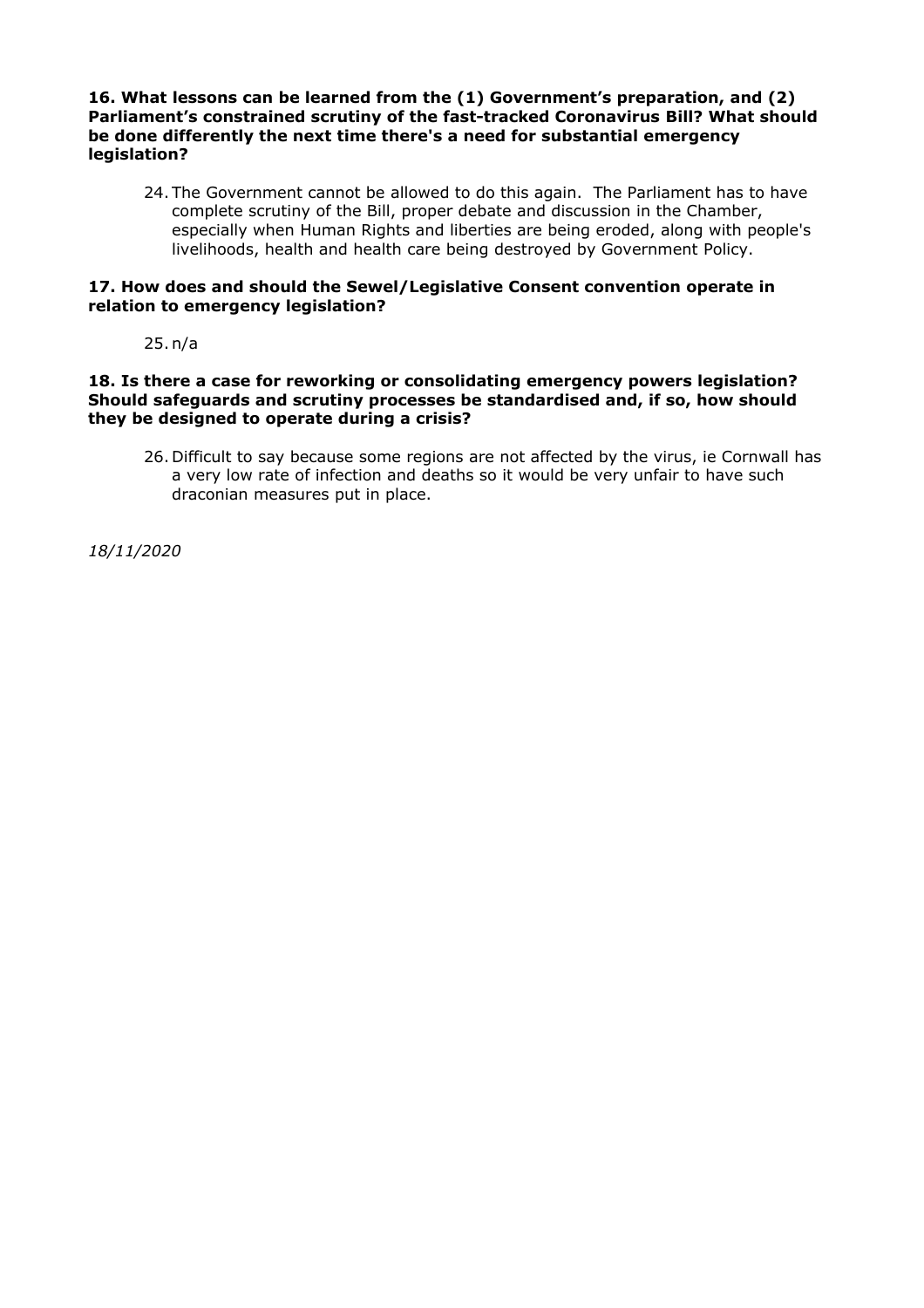**16. What lessons can be learned from the (1) Government's preparation, and (2) Parliament's constrained scrutiny of the fast-tracked Coronavirus Bill? What should be done differently the next time there's a need for substantial emergency legislation?**

24. The Government cannot be allowed to do this again. The Parliament has to have complete scrutiny of the Bill, proper debate and discussion in the Chamber, especially when Human Rights and liberties are being eroded, along with people's livelihoods, health and health care being destroyed by Government Policy.

**17. How does and should the Sewel/Legislative Consent convention operate in relation to emergency legislation?**

25. n/a

**18. Is there a case for reworking or consolidating emergency powers legislation? Should safeguards and scrutiny processes be standardised and, if so, how should they be designed to operate during a crisis?**

26. Difficult to say because some regions are not affected by the virus, ie Cornwall has a very low rate of infection and deaths so it would be very unfair to have such draconian measures put in place.

*18/11/2020*